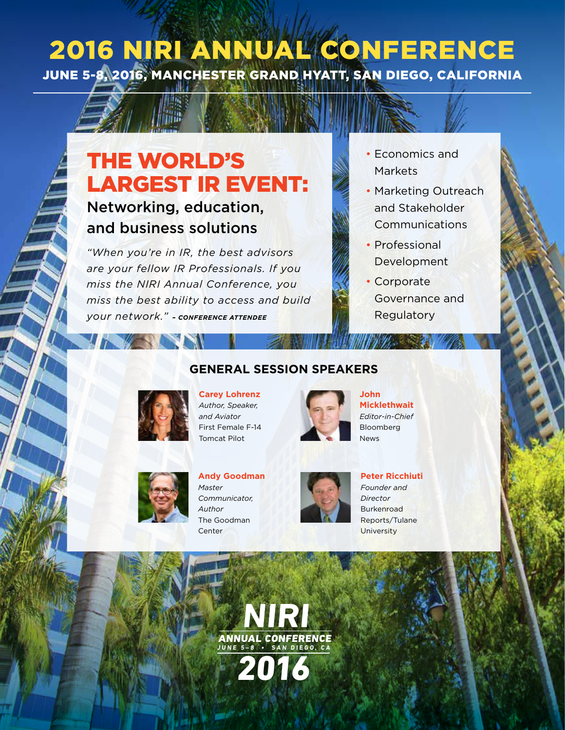# 2016 NIRI ANNUAL CONFERENCE

**JUNE 5-8, 2016, MANCHESTER GRAND HYATT, SAN DIEGO, CALIFORNIA**

## THE WORLD'S LARGEST IR EVENT:

### Networking, education, and business solutions

*"When you're in IR, the best advisors are your fellow IR Professionals. If you miss the NIRI Annual Conference, you miss the best ability to access and build your network."* - ***CONFERENCE ATTENDEE***

- Economics and Markets
- Marketing Outreach and Stakeholder Communications
- Professional Development
- Corporate Governance and Regulatory

## GENERAL SESSION SPEAKERS

**Carey Lohrenz**
*Author, Speaker, and Aviator*
First Female F-14 Tomcat Pilot

**John Micklethwait**
*Editor-in-Chief*
Bloomberg News

**Andy Goodman**
*Master Communicator, Author*
The Goodman Center

**Peter Ricchiuti**
*Founder and Director*
Burkenroad Reports/Tulane University

**NIRI**
**ANNUAL CONFERENCE**
JUNE 5–8 • SAN DIEGO, CA
**2016**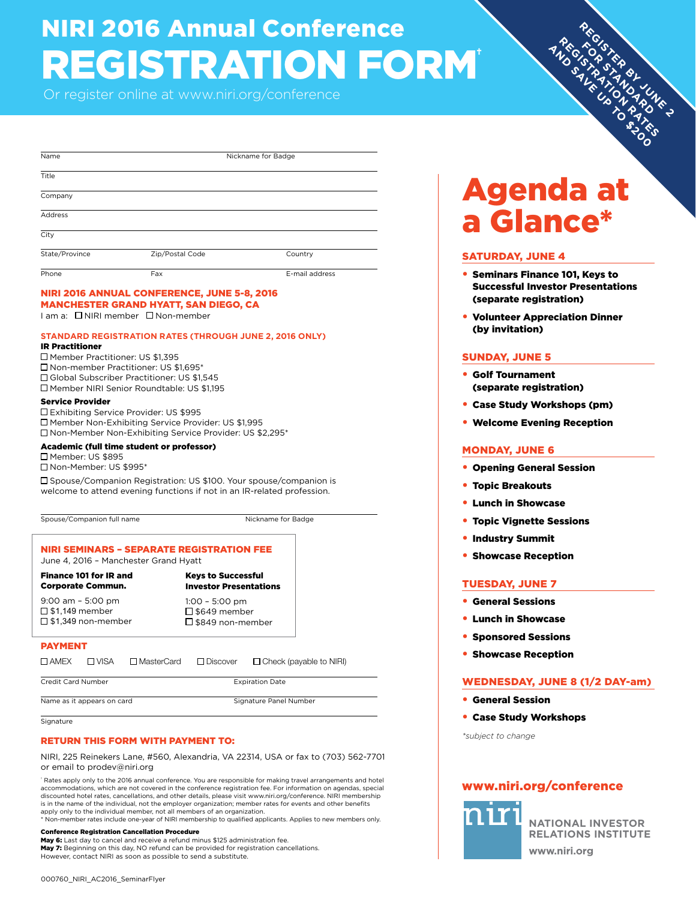# NIRI 2016 Annual Conference REGISTRATION FORM†

Or register online at www.niri.org/conference

REGISTER BY JUNE 2 FOR STANDARD REGISTRATION RATES AND SAVE UP TO $200

Name ______ Nickname for Badge ______

Title ______

Company ______

Address ______

City ______

State/Province ______ Zip/Postal Code ______ Country ______

Phone ______ Fax ______ E-mail address ______

## NIRI 2016 ANNUAL CONFERENCE, JUNE 5-8, 2016
## MANCHESTER GRAND HYATT, SAN DIEGO, CA

I am a: ☐ NIRI member ☐ Non-member

### STANDARD REGISTRATION RATES (THROUGH JUNE 2, 2016 ONLY)

**IR Practitioner**

☐ Member Practitioner: US $1,395
☐ Non-member Practitioner: US $1,695*
☐ Global Subscriber Practitioner: US $1,545
☐ Member NIRI Senior Roundtable: US $1,195

**Service Provider**

☐ Exhibiting Service Provider: US $995
☐ Member Non-Exhibiting Service Provider: US $1,995
☐ Non-Member Non-Exhibiting Service Provider: US $2,295*

**Academic (full time student or professor)**

☐ Member: US $895
☐ Non-Member: US $995*

☐ Spouse/Companion Registration: US $100. Your spouse/companion is welcome to attend evening functions if not in an IR-related profession.

Spouse/Companion full name ______ Nickname for Badge ______

### NIRI SEMINARS – SEPARATE REGISTRATION FEE

June 4, 2016 – Manchester Grand Hyatt

**Finance 101 for IR and Corporate Commun.**

9:00 am – 5:00 pm
☐ $1,149 member
☐ $1,349 non-member

**Keys to Successful Investor Presentations**

1:00 – 5:00 pm
☐ $649 member
☐ $849 non-member

### PAYMENT

☐ AMEX ☐ VISA ☐ MasterCard ☐ Discover ☐ Check (payable to NIRI)

Credit Card Number ______ Expiration Date ______

Name as it appears on card ______ Signature Panel Number ______

Signature ______

### RETURN THIS FORM WITH PAYMENT TO:

NIRI, 225 Reinekers Lane, #560, Alexandria, VA 22314, USA or fax to (703) 562-7701 or email to prodev@niri.org

† Rates apply only to the 2016 annual conference. You are responsible for making travel arrangements and hotel accommodations, which are not covered in the conference registration fee. For information on agendas, special discounted hotel rates, cancellations, and other details, please visit www.niri.org/conference. NIRI membership is in the name of the individual, not the employer organization; member rates for events and other benefits apply only to the individual member, not all members of an organization.
* Non-member rates include one-year of NIRI membership to qualified applicants. Applies to new members only.

**Conference Registration Cancellation Procedure**

**May 6:** Last day to cancel and receive a refund minus $125 administration fee.
**May 7:** Beginning on this day, NO refund can be provided for registration cancellations. However, contact NIRI as soon as possible to send a substitute.

000760_NIRI_AC2016_SeminarFlyer

# Agenda at a Glance*

### SATURDAY, JUNE 4

- **Seminars Finance 101, Keys to Successful Investor Presentations (separate registration)**
- **Volunteer Appreciation Dinner (by invitation)**

### SUNDAY, JUNE 5

- **Golf Tournament (separate registration)**
- **Case Study Workshops (pm)**
- **Welcome Evening Reception**

### MONDAY, JUNE 6

- **Opening General Session**
- **Topic Breakouts**
- **Lunch in Showcase**
- **Topic Vignette Sessions**
- **Industry Summit**
- **Showcase Reception**

### TUESDAY, JUNE 7

- **General Sessions**
- **Lunch in Showcase**
- **Sponsored Sessions**
- **Showcase Reception**

### WEDNESDAY, JUNE 8 (1/2 DAY-am)

- **General Session**
- **Case Study Workshops**

*\*subject to change*

**www.niri.org/conference**

niri NATIONAL INVESTOR RELATIONS INSTITUTE

www.niri.org